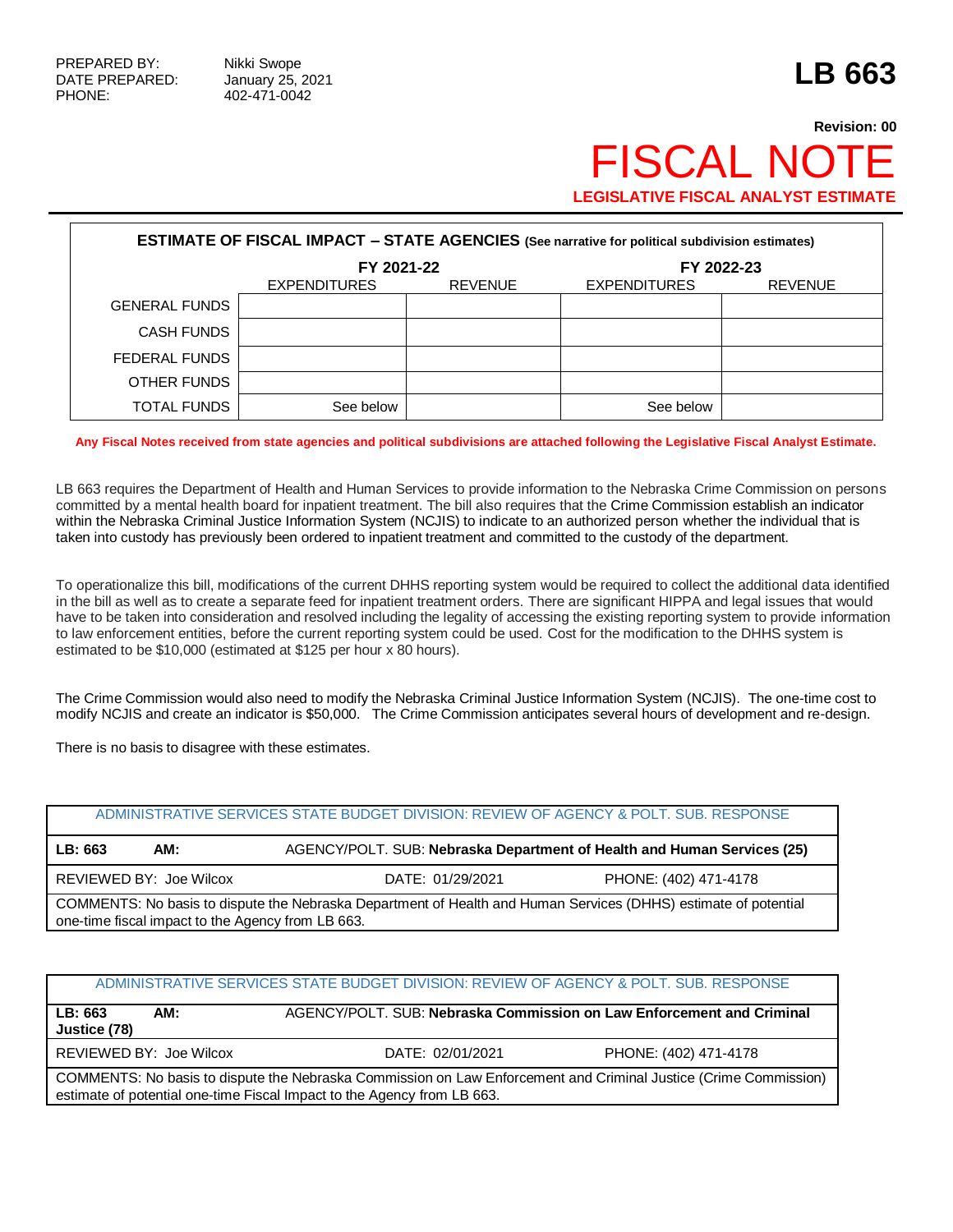PREPARED BY: Nikki Swope
DATE PREPARED: January 25, 2021
PHONE: 402-471-0042

# LB 663

**Revision: 00**

# FISCAL NOTE

**LEGISLATIVE FISCAL ANALYST ESTIMATE**

| ESTIMATE OF FISCAL IMPACT – STATE AGENCIES (See narrative for political subdivision estimates) | | | | |
|---|---|---|---|---|
| | FY 2021-22 | | FY 2022-23 | |
| | EXPENDITURES | REVENUE | EXPENDITURES | REVENUE |
| GENERAL FUNDS | | | | |
| CASH FUNDS | | | | |
| FEDERAL FUNDS | | | | |
| OTHER FUNDS | | | | |
| TOTAL FUNDS | See below | | See below | |

**Any Fiscal Notes received from state agencies and political subdivisions are attached following the Legislative Fiscal Analyst Estimate.**

LB 663 requires the Department of Health and Human Services to provide information to the Nebraska Crime Commission on persons committed by a mental health board for inpatient treatment. The bill also requires that the Crime Commission establish an indicator within the Nebraska Criminal Justice Information System (NCJIS) to indicate to an authorized person whether the individual that is taken into custody has previously been ordered to inpatient treatment and committed to the custody of the department.

To operationalize this bill, modifications of the current DHHS reporting system would be required to collect the additional data identified in the bill as well as to create a separate feed for inpatient treatment orders. There are significant HIPPA and legal issues that would have to be taken into consideration and resolved including the legality of accessing the existing reporting system to provide information to law enforcement entities, before the current reporting system could be used. Cost for the modification to the DHHS system is estimated to be $10,000 (estimated at $125 per hour x 80 hours).

The Crime Commission would also need to modify the Nebraska Criminal Justice Information System (NCJIS). The one-time cost to modify NCJIS and create an indicator is $50,000. The Crime Commission anticipates several hours of development and re-design.

There is no basis to disagree with these estimates.

| ADMINISTRATIVE SERVICES STATE BUDGET DIVISION: REVIEW OF AGENCY & POLT. SUB. RESPONSE | | |
|---|---|---|
| **LB: 663** **AM:** | AGENCY/POLT. SUB: **Nebraska Department of Health and Human Services (25)** | |
| REVIEWED BY: Joe Wilcox | DATE: 01/29/2021 | PHONE: (402) 471-4178 |
| COMMENTS: No basis to dispute the Nebraska Department of Health and Human Services (DHHS) estimate of potential one-time fiscal impact to the Agency from LB 663. | | |

| ADMINISTRATIVE SERVICES STATE BUDGET DIVISION: REVIEW OF AGENCY & POLT. SUB. RESPONSE | | |
|---|---|---|
| **LB: 663** **AM:** | AGENCY/POLT. SUB: **Nebraska Commission on Law Enforcement and Criminal Justice (78)** | |
| REVIEWED BY: Joe Wilcox | DATE: 02/01/2021 | PHONE: (402) 471-4178 |
| COMMENTS: No basis to dispute the Nebraska Commission on Law Enforcement and Criminal Justice (Crime Commission) estimate of potential one-time Fiscal Impact to the Agency from LB 663. | | |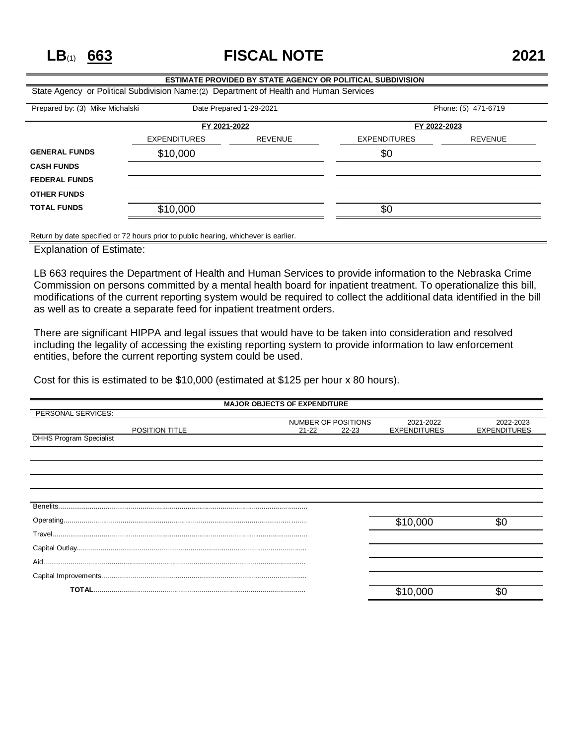# LB(1) 663 FISCAL NOTE 2021

**ESTIMATE PROVIDED BY STATE AGENCY OR POLITICAL SUBDIVISION**

State Agency or Political Subdivision Name:(2) Department of Health and Human Services

Prepared by: (3) Mike Michalski | Date Prepared 1-29-2021 | Phone: (5) 471-6719

| | FY 2021-2022 | | FY 2022-2023 | |
|---|---|---|---|---|
| | EXPENDITURES | REVENUE | EXPENDITURES | REVENUE |
| **GENERAL FUNDS** | $10,000 | | $0 | |
| **CASH FUNDS** | | | | |
| **FEDERAL FUNDS** | | | | |
| **OTHER FUNDS** | | | | |
| **TOTAL FUNDS** | $10,000 | | $0 | |

Return by date specified or 72 hours prior to public hearing, whichever is earlier.

Explanation of Estimate:

LB 663 requires the Department of Health and Human Services to provide information to the Nebraska Crime Commission on persons committed by a mental health board for inpatient treatment. To operationalize this bill, modifications of the current reporting system would be required to collect the additional data identified in the bill as well as to create a separate feed for inpatient treatment orders.

There are significant HIPPA and legal issues that would have to be taken into consideration and resolved including the legality of accessing the existing reporting system to provide information to law enforcement entities, before the current reporting system could be used.

Cost for this is estimated to be $10,000 (estimated at $125 per hour x 80 hours).

**MAJOR OBJECTS OF EXPENDITURE**

PERSONAL SERVICES:

| POSITION TITLE | NUMBER OF POSITIONS 21-22 | NUMBER OF POSITIONS 22-23 | 2021-2022 EXPENDITURES | 2022-2023 EXPENDITURES |
|---|---|---|---|---|
| DHHS Program Specialist | | | | |
| Benefits | | | | |
| Operating | | | $10,000 | $0 |
| Travel | | | | |
| Capital Outlay | | | | |
| Aid | | | | |
| Capital Improvements | | | | |
| **TOTAL** | | | $10,000 | $0 |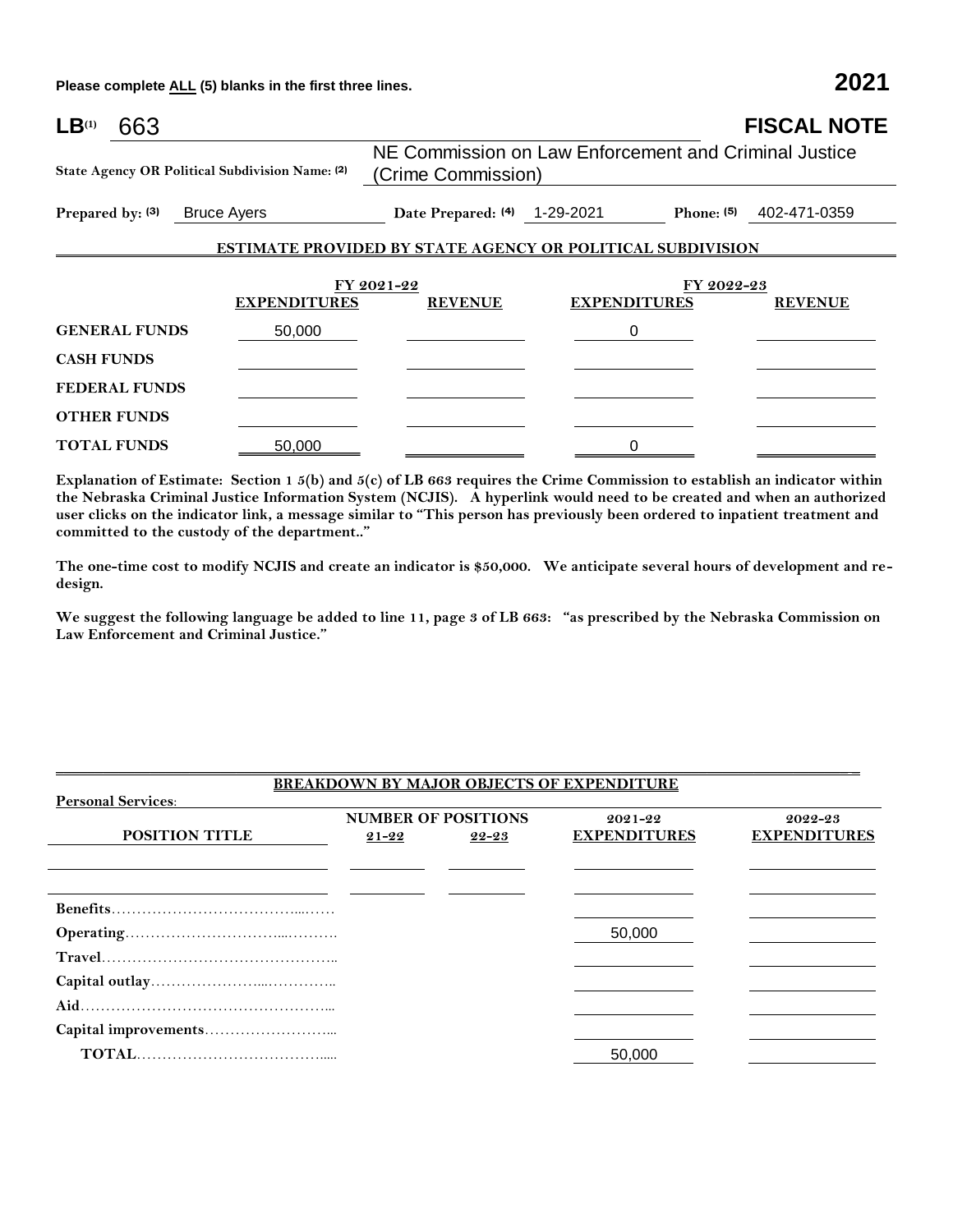Please complete ALL (5) blanks in the first three lines.

**2021**

**LB[1]** 663

# FISCAL NOTE

**State Agency OR Political Subdivision Name: [2]** NE Commission on Law Enforcement and Criminal Justice (Crime Commission)

**Prepared by: [3]** Bruce Ayers **Date Prepared: [4]** 1-29-2021 **Phone: [5]** 402-471-0359

**ESTIMATE PROVIDED BY STATE AGENCY OR POLITICAL SUBDIVISION**

| | FY 2021-22 | | FY 2022-23 | |
|---|---|---|---|---|
| | **EXPENDITURES** | **REVENUE** | **EXPENDITURES** | **REVENUE** |
| **GENERAL FUNDS** | 50,000 | | 0 | |
| **CASH FUNDS** | | | | |
| **FEDERAL FUNDS** | | | | |
| **OTHER FUNDS** | | | | |
| **TOTAL FUNDS** | 50,000 | | 0 | |

**Explanation of Estimate: Section 1 5(b) and 5(c) of LB 663 requires the Crime Commission to establish an indicator within the Nebraska Criminal Justice Information System (NCJIS). A hyperlink would need to be created and when an authorized user clicks on the indicator link, a message similar to "This person has previously been ordered to inpatient treatment and committed to the custody of the department.."**

**The one-time cost to modify NCJIS and create an indicator is $50,000. We anticipate several hours of development and re-design.**

**We suggest the following language be added to line 11, page 3 of LB 663: "as prescribed by the Nebraska Commission on Law Enforcement and Criminal Justice."**

**BREAKDOWN BY MAJOR OBJECTS OF EXPENDITURE**

**Personal Services**:

| POSITION TITLE | NUMBER OF POSITIONS 21-22 | NUMBER OF POSITIONS 22-23 | 2021-22 EXPENDITURES | 2022-23 EXPENDITURES |
|---|---|---|---|---|
| | | | | |
| | | | | |
| **Benefits** | | | | |
| **Operating** | | | 50,000 | |
| **Travel** | | | | |
| **Capital outlay** | | | | |
| **Aid** | | | | |
| **Capital improvements** | | | | |
| **TOTAL** | | | 50,000 | |